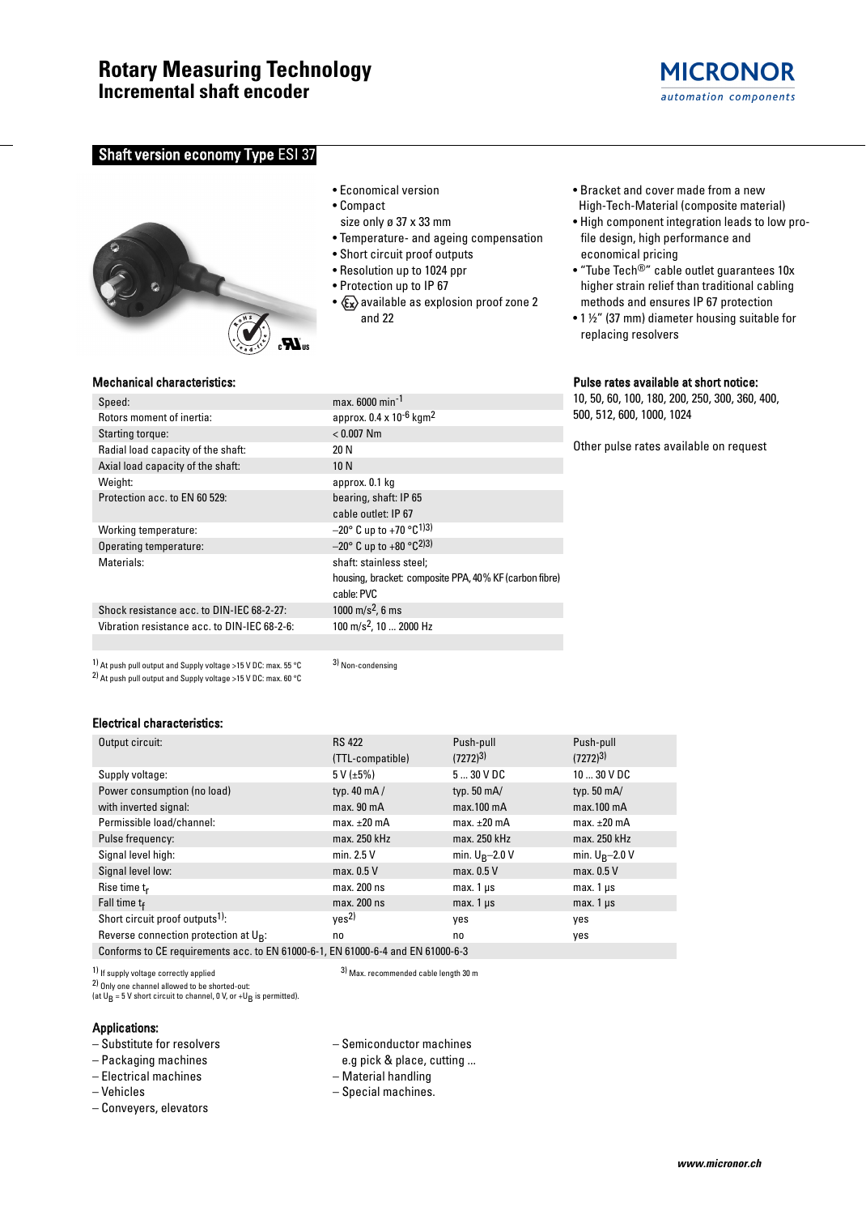# Rotary Measuring Technology
## Incremental shaft encoder

MICRONOR
*automation components*

## Shaft version economy Type ESI 37

- Economical version
- Compact
  size only ø 37 x 33 mm
- Temperature- and ageing compensation
- Short circuit proof outputs
- Resolution up to 1024 ppr
- Protection up to IP 67
- Ex available as explosion proof zone 2 and 22

- Bracket and cover made from a new High-Tech-Material (composite material)
- High component integration leads to low profile design, high performance and economical pricing
- "Tube Tech®" cable outlet guarantees 10x higher strain relief than traditional cabling methods and ensures IP 67 protection
- 1 ½" (37 mm) diameter housing suitable for replacing resolvers

### Mechanical characteristics:

| | |
|---|---|
| Speed: | max. 6000 $min^{-1}$ |
| Rotors moment of inertia: | approx. 0.4 x $10^{-6}$ $kgm^2$ |
| Starting torque: | < 0.007 Nm |
| Radial load capacity of the shaft: | 20 N |
| Axial load capacity of the shaft: | 10 N |
| Weight: | approx. 0.1 kg |
| Protection acc. to EN 60 529: | bearing, shaft: IP 65<br>cable outlet: IP 67 |
| Working temperature: | –20° C up to +70 °C[1)3)] |
| Operating temperature: | –20° C up to +80 °C[2)3)] |
| Materials: | shaft: stainless steel;<br>housing, bracket: composite PPA, 40% KF (carbon fibre)<br>cable: PVC |
| Shock resistance acc. to DIN-IEC 68-2-27: | 1000 $m/s^2$, 6 ms |
| Vibration resistance acc. to DIN-IEC 68-2-6: | 100 $m/s^2$, 10 ... 2000 Hz |

[1)] At push pull output and Supply voltage >15 V DC: max. 55 °C
[2)] At push pull output and Supply voltage >15 V DC: max. 60 °C
[3)] Non-condensing

### Pulse rates available at short notice:

10, 50, 60, 100, 180, 200, 250, 300, 360, 400, 500, 512, 600, 1000, 1024

Other pulse rates available on request

### Electrical characteristics:

| Output circuit: | RS 422 (TTL-compatible) | Push-pull (7272)[3)] | Push-pull (7272)[3)] |
|---|---|---|---|
| Supply voltage: | 5 V (±5%) | 5 ... 30 V DC | 10 ... 30 V DC |
| Power consumption (no load) with inverted signal: | typ. 40 mA / max. 90 mA | typ. 50 mA/ max.100 mA | typ. 50 mA/ max.100 mA |
| Permissible load/channel: | max. ±20 mA | max. ±20 mA | max. ±20 mA |
| Pulse frequency: | max. 250 kHz | max. 250 kHz | max. 250 kHz |
| Signal level high: | min. 2.5 V | min. $U_B$–2.0 V | min. $U_B$–2.0 V |
| Signal level low: | max. 0.5 V | max. 0.5 V | max. 0.5 V |
| Rise time $t_r$ | max. 200 ns | max. 1 µs | max. 1 µs |
| Fall time $t_f$ | max. 200 ns | max. 1 µs | max. 1 µs |
| Short circuit proof outputs[1)]: | yes[2)] | yes | yes |
| Reverse connection protection at $U_B$: | no | no | yes |
| Conforms to CE requirements acc. to EN 61000-6-1, EN 61000-6-4 and EN 61000-6-3 | | | |

[1)] If supply voltage correctly applied
[2)] Only one channel allowed to be shorted-out: (at $U_B$ = 5 V short circuit to channel, 0 V, or +$U_B$ is permitted).
[3)] Max. recommended cable length 30 m

### Applications:

- Substitute for resolvers
- Packaging machines
- Electrical machines
- Vehicles
- Conveyers, elevators
- Semiconductor machines e.g pick & place, cutting ...
- Material handling
- Special machines.

**www.micronor.ch**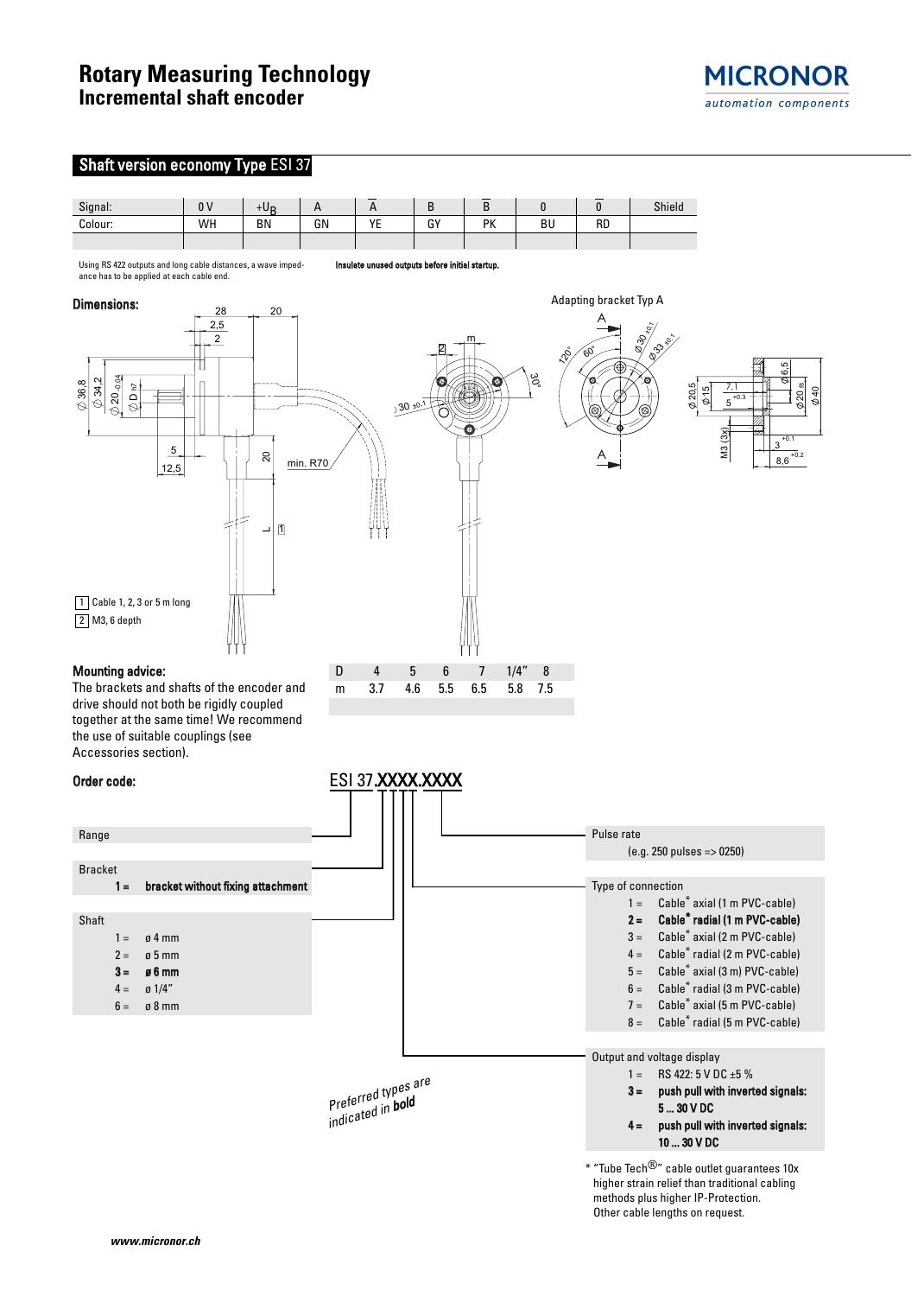# Rotary Measuring Technology
## Incremental shaft encoder

MICRONOR
automation components

## Shaft version economy Type ESI 37

| Signal: | 0 V | $+U_B$ | A | $\overline{A}$ | B | $\overline{B}$ | 0 | $\overline{0}$ | Shield |
|---|---|---|---|---|---|---|---|---|---|
| Colour: | WH | BN | GN | YE | GY | PK | BU | RD | |

Using RS 422 outputs and long cable distances, a wave impedance has to be applied at each cable end.

**Insulate unused outputs before initial startup.**

### Dimensions:

28
20
2,5
2
Ø 36,8
Ø 34,2
Ø 20 -0,04
Ø D h7
5
12,5
20
min. R70
L 1
m
2
30 ±0,1
30°

Adapting bracket Typ A

A
120°
60°
Ø 30 ±0,1
Ø 33 ±0,1
A
Ø 20,5
Ø 15
7,1
5 +0,3
Ø 6,5
Ø 20 f8
Ø 40
M3 (3x)
3 +0,1
8,6 +0,2

1 Cable 1, 2, 3 or 5 m long
2 M3, 6 depth

| D | 4 | 5 | 6 | 7 | 1/4" | 8 |
|---|---|---|---|---|---|---|
| m | 3.7 | 4.6 | 5.5 | 6.5 | 5.8 | 7.5 |

### Mounting advice:

The brackets and shafts of the encoder and drive should not be rigidly coupled together at the same time! We recommend the use of suitable couplings (see Accessories section).

### Order code:

ESI 37.**XXXX.XXXX**

**Range**

**Bracket**
- **1 = bracket without fixing attachment**

**Shaft**
- 1 = ø 4 mm
- 2 = ø 5 mm
- **3 = ø 6 mm**
- 4 = ø 1/4"
- 6 = ø 8 mm

**Pulse rate**
(e.g. 250 pulses => 0250)

**Type of connection**
- 1 = Cable* axial (1 m PVC-cable)
- **2 = Cable* radial (1 m PVC-cable)**
- 3 = Cable* axial (2 m PVC-cable)
- 4 = Cable* radial (2 m PVC-cable)
- 5 = Cable* axial (3 m) PVC-cable)
- 6 = Cable* radial (3 m PVC-cable)
- 7 = Cable* axial (5 m PVC-cable)
- 8 = Cable* radial (5 m PVC-cable)

**Output and voltage display**
- 1 = RS 422: 5 V DC ±5 %
- **3 = push pull with inverted signals: 5 ... 30 V DC**
- **4 = push pull with inverted signals: 10 ... 30 V DC**

*Preferred types are indicated in **bold***

* "Tube Tech®" cable outlet guarantees 10x higher strain relief than traditional cabling methods plus higher IP-Protection.
Other cable lengths on request.

*www.micronor.ch*